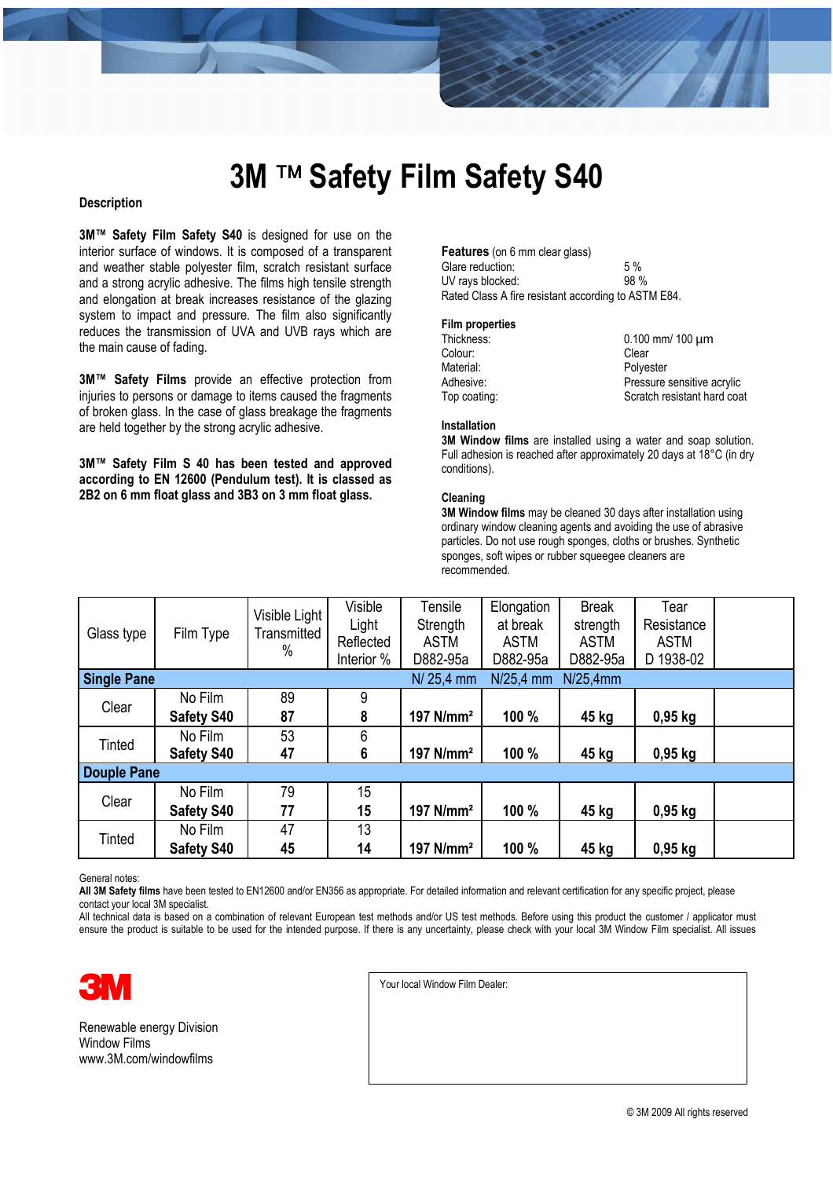# 3M ™ Safety Film Safety S40

**Description**

**3M™ Safety Film Safety S40** is designed for use on the interior surface of windows. It is composed of a transparent and weather stable polyester film, scratch resistant surface and a strong acrylic adhesive. The films high tensile strength and elongation at break increases resistance of the glazing system to impact and pressure. The film also significantly reduces the transmission of UVA and UVB rays which are the main cause of fading.

**3M™ Safety Films** provide an effective protection from injuries to persons or damage to items caused the fragments of broken glass. In the case of glass breakage the fragments are held together by the strong acrylic adhesive.

**3M™ Safety Film S 40 has been tested and approved according to EN 12600 (Pendulum test). It is classed as 2B2 on 6 mm float glass and 3B3 on 3 mm float glass.**

**Features** (on 6 mm clear glass)

| | |
|---|---|
| Glare reduction: | 5 % |
| UV rays blocked: | 98 % |

Rated Class A fire resistant according to ASTM E84.

**Film properties**

| | |
|---|---|
| Thickness: | 0.100 mm/ 100 µm |
| Colour: | Clear |
| Material: | Polyester |
| Adhesive: | Pressure sensitive acrylic |
| Top coating: | Scratch resistant hard coat |

**Installation**

**3M Window films** are installed using a water and soap solution. Full adhesion is reached after approximately 20 days at 18°C (in dry conditions).

**Cleaning**

**3M Window films** may be cleaned 30 days after installation using ordinary window cleaning agents and avoiding the use of abrasive particles. Do not use rough sponges, cloths or brushes. Synthetic sponges, soft wipes or rubber squeegee cleaners are recommended.

| Glass type | Film Type | Visible Light Transmitted % | Visible Light Reflected Interior % | Tensile Strength ASTM D882-95a | Elongation at break ASTM D882-95a | Break strength ASTM D882-95a | Tear Resistance ASTM D 1938-02 | |
|---|---|---|---|---|---|---|---|---|
| **Single Pane** | | | | N/ 25,4 mm | N/25,4 mm | N/25,4mm | | |
| Clear | No Film | 89 | 9 | | | | | |
| | **Safety S40** | **87** | **8** | **197 N/mm²** | **100 %** | **45 kg** | **0,95 kg** | |
| Tinted | No Film | 53 | 6 | | | | | |
| | **Safety S40** | **47** | **6** | **197 N/mm²** | **100 %** | **45 kg** | **0,95 kg** | |
| **Douple Pane** | | | | | | | | |
| Clear | No Film | 79 | 15 | | | | | |
| | **Safety S40** | **77** | **15** | **197 N/mm²** | **100 %** | **45 kg** | **0,95 kg** | |
| Tinted | No Film | 47 | 13 | | | | | |
| | **Safety S40** | **45** | **14** | **197 N/mm²** | **100 %** | **45 kg** | **0,95 kg** | |

General notes:
**All 3M Safety films** have been tested to EN12600 and/or EN356 as appropriate. For detailed information and relevant certification for any specific project, please contact your local 3M specialist.
All technical data is based on a combination of relevant European test methods and/or US test methods. Before using this product the customer / applicator must ensure the product is suitable to be used for the intended purpose. If there is any uncertainty, please check with your local 3M Window Film specialist. All issues

**3M**

Renewable energy Division
Window Films
www.3M.com/windowfilms

Your local Window Film Dealer:

© 3M 2009 All rights reserved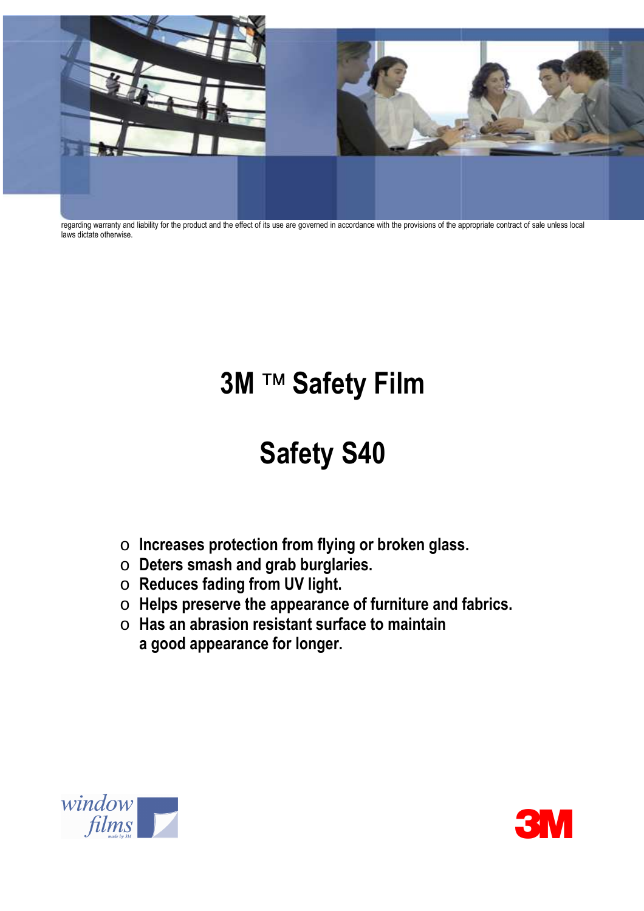regarding warranty and liability for the product and the effect of its use are governed in accordance with the provisions of the appropriate contract of sale unless local laws dictate otherwise.

# 3M ™ Safety Film

# Safety S40

- Increases protection from flying or broken glass.
- Deters smash and grab burglaries.
- Reduces fading from UV light.
- Helps preserve the appearance of furniture and fabrics.
- Has an abrasion resistant surface to maintain a good appearance for longer.

window films made by 3M

3M